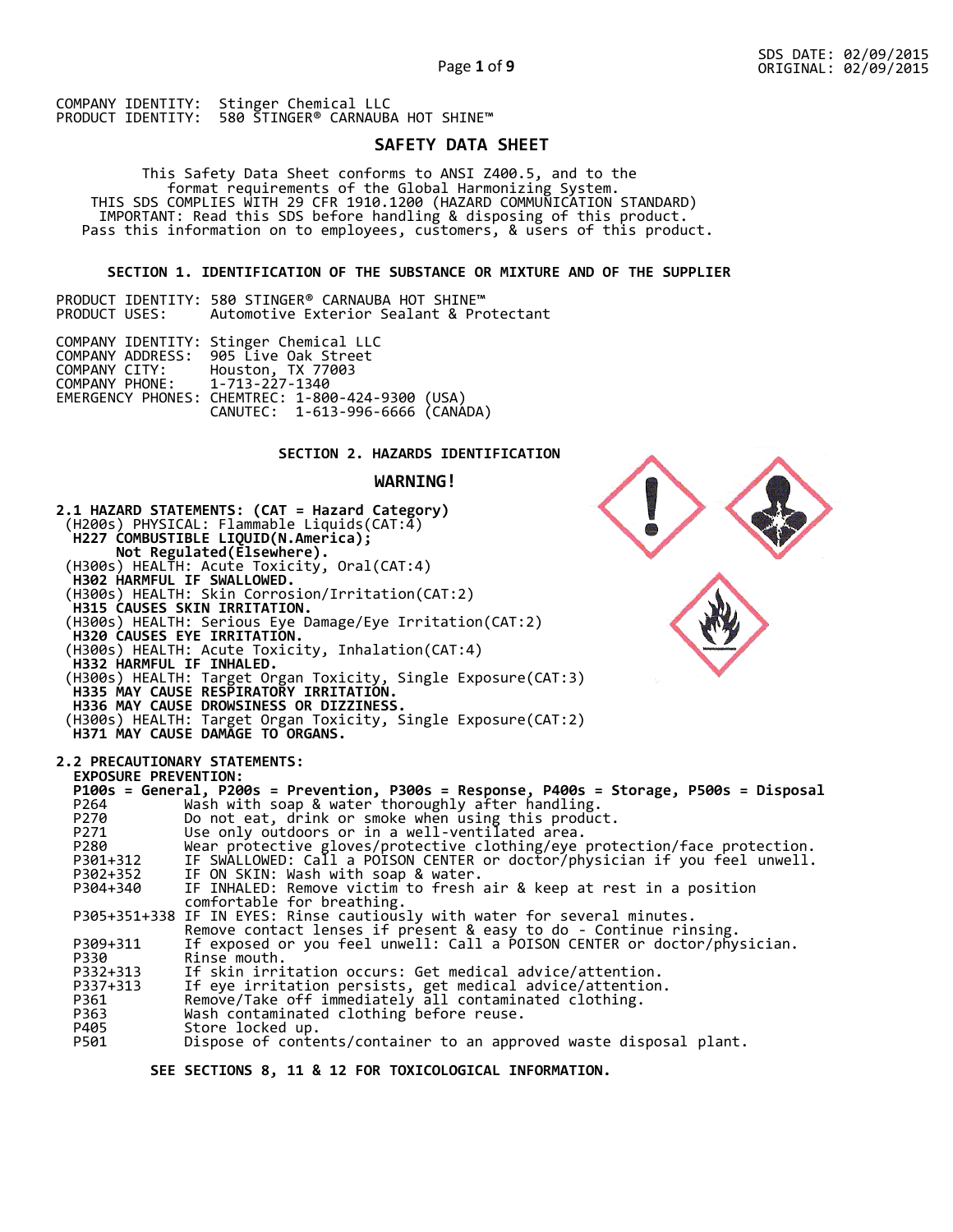SDS DATE: 02/09/2015
ORIGINAL: 02/09/2015

COMPANY IDENTITY: Stinger Chemical LLC
PRODUCT IDENTITY: 580 STINGER® CARNAUBA HOT SHINE™

# SAFETY DATA SHEET

This Safety Data Sheet conforms to ANSI Z400.5, and to the format requirements of the Global Harmonizing System.
THIS SDS COMPLIES WITH 29 CFR 1910.1200 (HAZARD COMMUNICATION STANDARD)
IMPORTANT: Read this SDS before handling & disposing of this product.
Pass this information on to employees, customers, & users of this product.

## SECTION 1. IDENTIFICATION OF THE SUBSTANCE OR MIXTURE AND OF THE SUPPLIER

PRODUCT IDENTITY: 580 STINGER® CARNAUBA HOT SHINE™
PRODUCT USES: Automotive Exterior Sealant & Protectant

COMPANY IDENTITY: Stinger Chemical LLC
COMPANY ADDRESS: 905 Live Oak Street
COMPANY CITY: Houston, TX 77003
COMPANY PHONE: 1-713-227-1340
EMERGENCY PHONES: CHEMTREC: 1-800-424-9300 (USA)
CANUTEC: 1-613-996-6666 (CANADA)

## SECTION 2. HAZARDS IDENTIFICATION

**WARNING!**

**2.1 HAZARD STATEMENTS: (CAT = Hazard Category)**

(H200s) PHYSICAL: Flammable Liquids(CAT:4)
**H227 COMBUSTIBLE LIQUID(N.America);**
**Not Regulated(Elsewhere).**
(H300s) HEALTH: Acute Toxicity, Oral(CAT:4)
**H302 HARMFUL IF SWALLOWED.**
(H300s) HEALTH: Skin Corrosion/Irritation(CAT:2)
**H315 CAUSES SKIN IRRITATION.**
(H300s) HEALTH: Serious Eye Damage/Eye Irritation(CAT:2)
**H320 CAUSES EYE IRRITATION.**
(H300s) HEALTH: Acute Toxicity, Inhalation(CAT:4)
**H332 HARMFUL IF INHALED.**
(H300s) HEALTH: Target Organ Toxicity, Single Exposure(CAT:3)
**H335 MAY CAUSE RESPIRATORY IRRITATION.**
**H336 MAY CAUSE DROWSINESS OR DIZZINESS.**
(H300s) HEALTH: Target Organ Toxicity, Single Exposure(CAT:2)
**H371 MAY CAUSE DAMAGE TO ORGANS.**

**2.2 PRECAUTIONARY STATEMENTS:**

**EXPOSURE PREVENTION:**
**P100s = General, P200s = Prevention, P300s = Response, P400s = Storage, P500s = Disposal**

| | |
|---|---|
| P264 | Wash with soap & water thoroughly after handling. |
| P270 | Do not eat, drink or smoke when using this product. |
| P271 | Use only outdoors or in a well-ventilated area. |
| P280 | Wear protective gloves/protective clothing/eye protection/face protection. |
| P301+312 | IF SWALLOWED: Call a POISON CENTER or doctor/physician if you feel unwell. |
| P302+352 | IF ON SKIN: Wash with soap & water. |
| P304+340 | IF INHALED: Remove victim to fresh air & keep at rest in a position comfortable for breathing. |
| P305+351+338 | IF IN EYES: Rinse cautiously with water for several minutes. Remove contact lenses if present & easy to do - Continue rinsing. |
| P309+311 | If exposed or you feel unwell: Call a POISON CENTER or doctor/physician. |
| P330 | Rinse mouth. |
| P332+313 | If skin irritation occurs: Get medical advice/attention. |
| P337+313 | If eye irritation persists, get medical advice/attention. |
| P361 | Remove/Take off immediately all contaminated clothing. |
| P363 | Wash contaminated clothing before reuse. |
| P405 | Store locked up. |
| P501 | Dispose of contents/container to an approved waste disposal plant. |

**SEE SECTIONS 8, 11 & 12 FOR TOXICOLOGICAL INFORMATION.**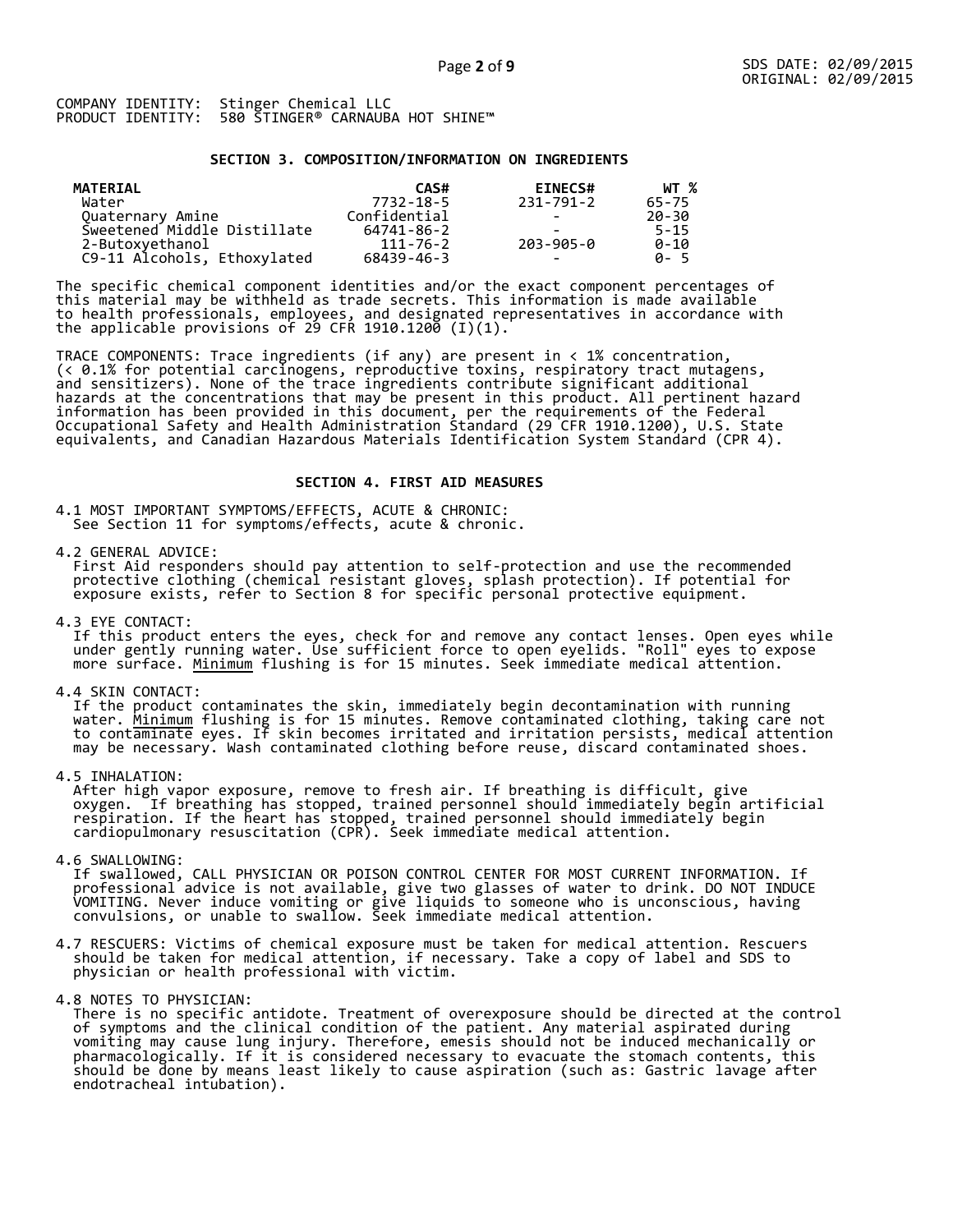COMPANY IDENTITY: Stinger Chemical LLC
PRODUCT IDENTITY: 580 STINGER® CARNAUBA HOT SHINE™

## SECTION 3. COMPOSITION/INFORMATION ON INGREDIENTS

| MATERIAL | CAS# | EINECS# | WT % |
|---|---|---|---|
| Water | 7732-18-5 | 231-791-2 | 65-75 |
| Quaternary Amine | Confidential | - | 20-30 |
| Sweetened Middle Distillate | 64741-86-2 | - | 5-15 |
| 2-Butoxyethanol | 111-76-2 | 203-905-0 | 0-10 |
| C9-11 Alcohols, Ethoxylated | 68439-46-3 | - | 0- 5 |

The specific chemical component identities and/or the exact component percentages of this material may be withheld as trade secrets. This information is made available to health professionals, employees, and designated representatives in accordance with the applicable provisions of 29 CFR 1910.1200 (I)(1).

TRACE COMPONENTS: Trace ingredients (if any) are present in < 1% concentration, (< 0.1% for potential carcinogens, reproductive toxins, respiratory tract mutagens, and sensitizers). None of the trace ingredients contribute significant additional hazards at the concentrations that may be present in this product. All pertinent hazard information has been provided in this document, per the requirements of the Federal Occupational Safety and Health Administration Standard (29 CFR 1910.1200), U.S. State equivalents, and Canadian Hazardous Materials Identification System Standard (CPR 4).

## SECTION 4. FIRST AID MEASURES

4.1 MOST IMPORTANT SYMPTOMS/EFFECTS, ACUTE & CHRONIC:
See Section 11 for symptoms/effects, acute & chronic.

4.2 GENERAL ADVICE:
First Aid responders should pay attention to self-protection and use the recommended protective clothing (chemical resistant gloves, splash protection). If potential for exposure exists, refer to Section 8 for specific personal protective equipment.

4.3 EYE CONTACT:
If this product enters the eyes, check for and remove any contact lenses. Open eyes while under gently running water. Use sufficient force to open eyelids. "Roll" eyes to expose more surface. Minimum flushing is for 15 minutes. Seek immediate medical attention.

4.4 SKIN CONTACT:
If the product contaminates the skin, immediately begin decontamination with running water. Minimum flushing is for 15 minutes. Remove contaminated clothing, taking care not to contaminate eyes. If skin becomes irritated and irritation persists, medical attention may be necessary. Wash contaminated clothing before reuse, discard contaminated shoes.

4.5 INHALATION:
After high vapor exposure, remove to fresh air. If breathing is difficult, give oxygen. If breathing has stopped, trained personnel should immediately begin artificial respiration. If the heart has stopped, trained personnel should immediately begin cardiopulmonary resuscitation (CPR). Seek immediate medical attention.

4.6 SWALLOWING:
If swallowed, CALL PHYSICIAN OR POISON CONTROL CENTER FOR MOST CURRENT INFORMATION. If professional advice is not available, give two glasses of water to drink. DO NOT INDUCE VOMITING. Never induce vomiting or give liquids to someone who is unconscious, having convulsions, or unable to swallow. Seek immediate medical attention.

4.7 RESCUERS: Victims of chemical exposure must be taken for medical attention. Rescuers should be taken for medical attention, if necessary. Take a copy of label and SDS to physician or health professional with victim.

4.8 NOTES TO PHYSICIAN:
There is no specific antidote. Treatment of overexposure should be directed at the control of symptoms and the clinical condition of the patient. Any material aspirated during vomiting may cause lung injury. Therefore, emesis should not be induced mechanically or pharmacologically. If it is considered necessary to evacuate the stomach contents, this should be done by means least likely to cause aspiration (such as: Gastric lavage after endotracheal intubation).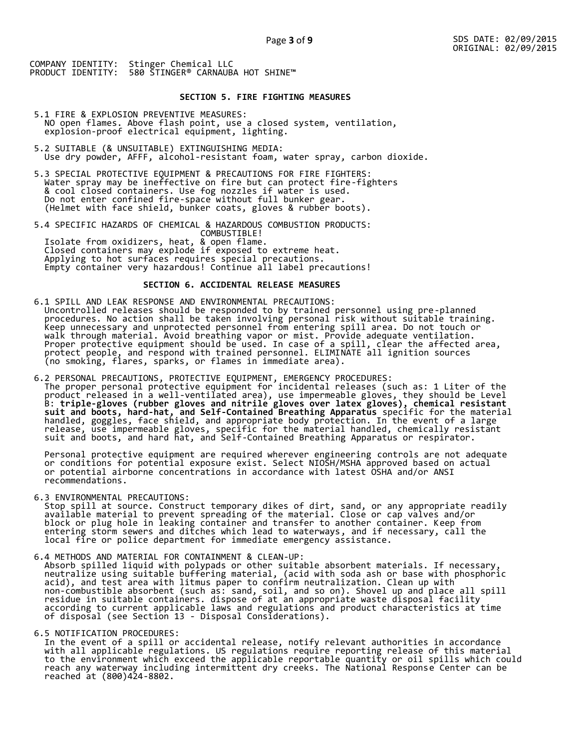COMPANY IDENTITY: Stinger Chemical LLC
PRODUCT IDENTITY: 580 STINGER® CARNAUBA HOT SHINE™

## SECTION 5. FIRE FIGHTING MEASURES

5.1 FIRE & EXPLOSION PREVENTIVE MEASURES:
NO open flames. Above flash point, use a closed system, ventilation, explosion-proof electrical equipment, lighting.

5.2 SUITABLE (& UNSUITABLE) EXTINGUISHING MEDIA:
Use dry powder, AFFF, alcohol-resistant foam, water spray, carbon dioxide.

5.3 SPECIAL PROTECTIVE EQUIPMENT & PRECAUTIONS FOR FIRE FIGHTERS:
Water spray may be ineffective on fire but can protect fire-fighters & cool closed containers. Use fog nozzles if water is used. Do not enter confined fire-space without full bunker gear. (Helmet with face shield, bunker coats, gloves & rubber boots).

5.4 SPECIFIC HAZARDS OF CHEMICAL & HAZARDOUS COMBUSTION PRODUCTS:
COMBUSTIBLE!
Isolate from oxidizers, heat, & open flame.
Closed containers may explode if exposed to extreme heat.
Applying to hot surfaces requires special precautions.
Empty container very hazardous! Continue all label precautions!

## SECTION 6. ACCIDENTAL RELEASE MEASURES

6.1 SPILL AND LEAK RESPONSE AND ENVIRONMENTAL PRECAUTIONS:
Uncontrolled releases should be responded to by trained personnel using pre-planned procedures. No action shall be taken involving personal risk without suitable training. Keep unnecessary and unprotected personnel from entering spill area. Do not touch or walk through material. Avoid breathing vapor or mist. Provide adequate ventilation. Proper protective equipment should be used. In case of a spill, clear the affected area, protect people, and respond with trained personnel. ELIMINATE all ignition sources (no smoking, flares, sparks, or flames in immediate area).

6.2 PERSONAL PRECAUTIONS, PROTECTIVE EQUIPMENT, EMERGENCY PROCEDURES:
The proper personal protective equipment for incidental releases (such as: 1 Liter of the product released in a well-ventilated area), use impermeable gloves, they should be Level B: **triple-gloves (rubber gloves and nitrile gloves over latex gloves), chemical resistant suit and boots, hard-hat, and Self-Contained Breathing Apparatus** specific for the material handled, goggles, face shield, and appropriate body protection. In the event of a large release, use impermeable gloves, specific for the material handled, chemically resistant suit and boots, and hard hat, and Self-Contained Breathing Apparatus or respirator.

Personal protective equipment are required wherever engineering controls are not adequate or conditions for potential exposure exist. Select NIOSH/MSHA approved based on actual or potential airborne concentrations in accordance with latest OSHA and/or ANSI recommendations.

6.3 ENVIRONMENTAL PRECAUTIONS:
Stop spill at source. Construct temporary dikes of dirt, sand, or any appropriate readily available material to prevent spreading of the material. Close or cap valves and/or block or plug hole in leaking container and transfer to another container. Keep from entering storm sewers and ditches which lead to waterways, and if necessary, call the local fire or police department for immediate emergency assistance.

6.4 METHODS AND MATERIAL FOR CONTAINMENT & CLEAN-UP:
Absorb spilled liquid with polypads or other suitable absorbent materials. If necessary, neutralize using suitable buffering material, (acid with soda ash or base with phosphoric acid), and test area with litmus paper to confirm neutralization. Clean up with non-combustible absorbent (such as: sand, soil, and so on). Shovel up and place all spill residue in suitable containers. dispose of at an appropriate waste disposal facility according to current applicable laws and regulations and product characteristics at time of disposal (see Section 13 - Disposal Considerations).

6.5 NOTIFICATION PROCEDURES:
In the event of a spill or accidental release, notify relevant authorities in accordance with all applicable regulations. US regulations require reporting release of this material to the environment which exceed the applicable reportable quantity or oil spills which could reach any waterway including intermittent dry creeks. The National Response Center can be reached at (800)424-8802.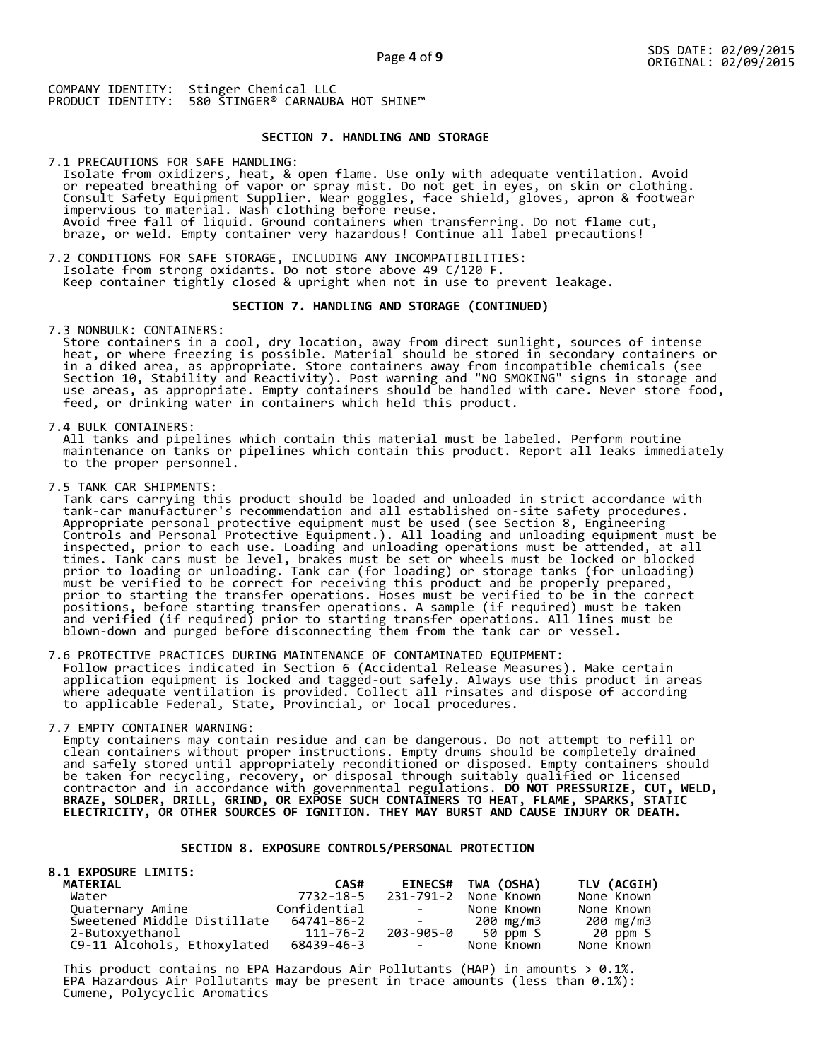COMPANY IDENTITY: Stinger Chemical LLC
PRODUCT IDENTITY: 580 STINGER® CARNAUBA HOT SHINE™

## SECTION 7. HANDLING AND STORAGE

7.1 PRECAUTIONS FOR SAFE HANDLING:
Isolate from oxidizers, heat, & open flame. Use only with adequate ventilation. Avoid or repeated breathing of vapor or spray mist. Do not get in eyes, on skin or clothing. Consult Safety Equipment Supplier. Wear goggles, face shield, gloves, apron & footwear impervious to material. Wash clothing before reuse.
Avoid free fall of liquid. Ground containers when transferring. Do not flame cut, braze, or weld. Empty container very hazardous! Continue all label precautions!

7.2 CONDITIONS FOR SAFE STORAGE, INCLUDING ANY INCOMPATIBILITIES:
Isolate from strong oxidants. Do not store above 49 C/120 F.
Keep container tightly closed & upright when not in use to prevent leakage.

## SECTION 7. HANDLING AND STORAGE (CONTINUED)

7.3 NONBULK: CONTAINERS:
Store containers in a cool, dry location, away from direct sunlight, sources of intense heat, or where freezing is possible. Material should be stored in secondary containers or in a diked area, as appropriate. Store containers away from incompatible chemicals (see Section 10, Stability and Reactivity). Post warning and "NO SMOKING" signs in storage and use areas, as appropriate. Empty containers should be handled with care. Never store food, feed, or drinking water in containers which held this product.

7.4 BULK CONTAINERS:
All tanks and pipelines which contain this material must be labeled. Perform routine maintenance on tanks or pipelines which contain this product. Report all leaks immediately to the proper personnel.

7.5 TANK CAR SHIPMENTS:
Tank cars carrying this product should be loaded and unloaded in strict accordance with tank-car manufacturer's recommendation and all established on-site safety procedures. Appropriate personal protective equipment must be used (see Section 8, Engineering Controls and Personal Protective Equipment.). All loading and unloading equipment must be inspected, prior to each use. Loading and unloading operations must be attended, at all times. Tank cars must be level, brakes must be set or wheels must be locked or blocked prior to loading or unloading. Tank car (for loading) or storage tanks (for unloading) must be verified to be correct for receiving this product and be properly prepared, prior to starting the transfer operations. Hoses must be verified to be in the correct positions, before starting transfer operations. A sample (if required) must be taken and verified (if required) prior to starting transfer operations. All lines must be blown-down and purged before disconnecting them from the tank car or vessel.

7.6 PROTECTIVE PRACTICES DURING MAINTENANCE OF CONTAMINATED EQUIPMENT:
Follow practices indicated in Section 6 (Accidental Release Measures). Make certain application equipment is locked and tagged-out safely. Always use this product in areas where adequate ventilation is provided. Collect all rinsates and dispose of according to applicable Federal, State, Provincial, or local procedures.

7.7 EMPTY CONTAINER WARNING:
Empty containers may contain residue and can be dangerous. Do not attempt to refill or clean containers without proper instructions. Empty drums should be completely drained and safely stored until appropriately reconditioned or disposed. Empty containers should be taken for recycling, recovery, or disposal through suitably qualified or licensed contractor and in accordance with governmental regulations. **DO NOT PRESSURIZE, CUT, WELD, BRAZE, SOLDER, DRILL, GRIND, OR EXPOSE SUCH CONTAINERS TO HEAT, FLAME, SPARKS, STATIC ELECTRICITY, OR OTHER SOURCES OF IGNITION. THEY MAY BURST AND CAUSE INJURY OR DEATH.**

## SECTION 8. EXPOSURE CONTROLS/PERSONAL PROTECTION

**8.1 EXPOSURE LIMITS:**

| MATERIAL | CAS# | EINECS# | TWA (OSHA) | TLV (ACGIH) |
|---|---|---|---|---|
| Water | 7732-18-5 | 231-791-2 | None Known | None Known |
| Quaternary Amine | Confidential | - | None Known | None Known |
| Sweetened Middle Distillate | 64741-86-2 | - | 200 mg/m3 | 200 mg/m3 |
| 2-Butoxyethanol | 111-76-2 | 203-905-0 | 50 ppm S | 20 ppm S |
| C9-11 Alcohols, Ethoxylated | 68439-46-3 | - | None Known | None Known |

This product contains no EPA Hazardous Air Pollutants (HAP) in amounts > 0.1%.
EPA Hazardous Air Pollutants may be present in trace amounts (less than 0.1%):
Cumene, Polycyclic Aromatics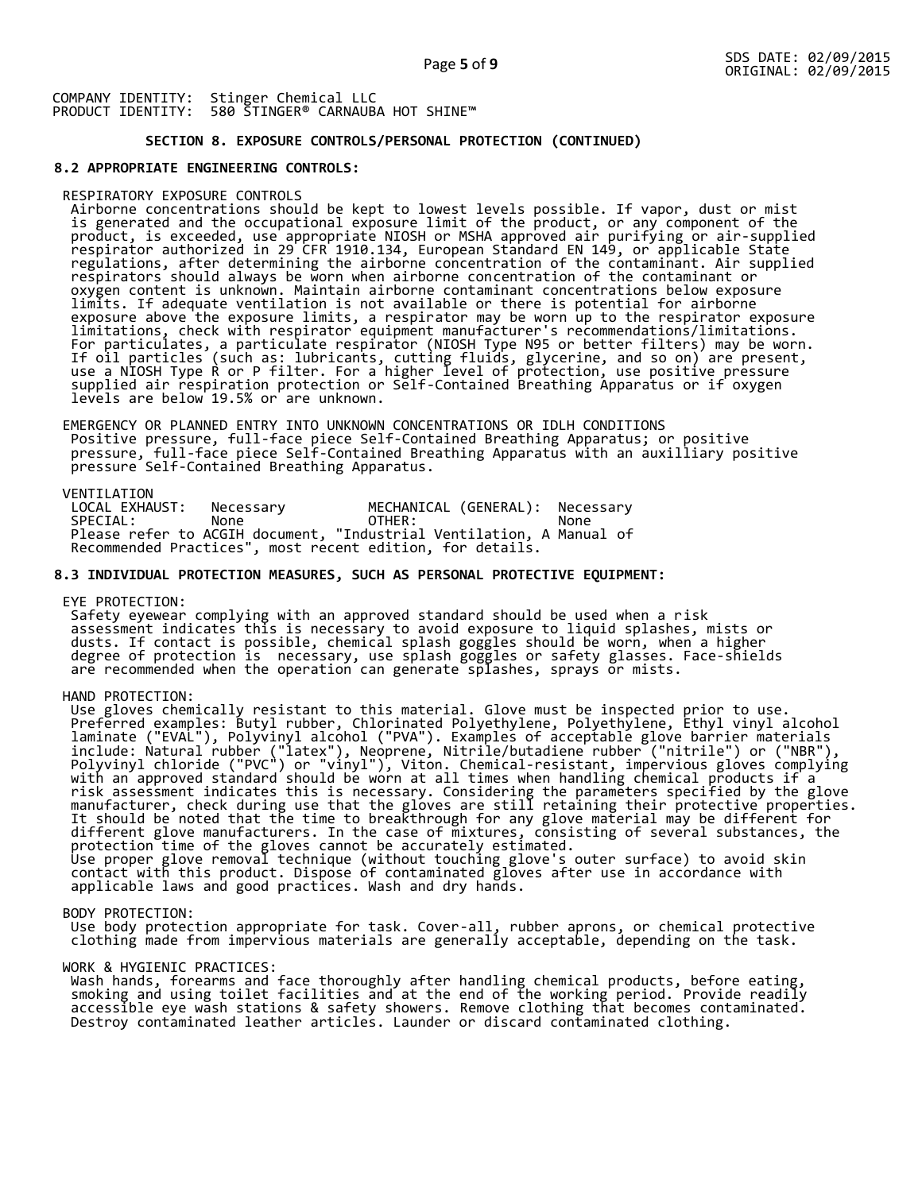COMPANY IDENTITY: Stinger Chemical LLC
PRODUCT IDENTITY: 580 STINGER® CARNAUBA HOT SHINE™

## SECTION 8. EXPOSURE CONTROLS/PERSONAL PROTECTION (CONTINUED)

### 8.2 APPROPRIATE ENGINEERING CONTROLS:

RESPIRATORY EXPOSURE CONTROLS
Airborne concentrations should be kept to lowest levels possible. If vapor, dust or mist is generated and the occupational exposure limit of the product, or any component of the product, is exceeded, use appropriate NIOSH or MSHA approved air purifying or air-supplied respirator authorized in 29 CFR 1910.134, European Standard EN 149, or applicable State regulations, after determining the airborne concentration of the contaminant. Air supplied respirators should always be worn when airborne concentration of the contaminant or oxygen content is unknown. Maintain airborne contaminant concentrations below exposure limits. If adequate ventilation is not available or there is potential for airborne exposure above the exposure limits, a respirator may be worn up to the respirator exposure limitations, check with respirator equipment manufacturer's recommendations/limitations. For particulates, a particulate respirator (NIOSH Type N95 or better filters) may be worn. If oil particles (such as: lubricants, cutting fluids, glycerine, and so on) are present, use a NIOSH Type R or P filter. For a higher level of protection, use positive pressure supplied air respiration protection or Self-Contained Breathing Apparatus or if oxygen levels are below 19.5% or are unknown.

EMERGENCY OR PLANNED ENTRY INTO UNKNOWN CONCENTRATIONS OR IDLH CONDITIONS
Positive pressure, full-face piece Self-Contained Breathing Apparatus; or positive pressure, full-face piece Self-Contained Breathing Apparatus with an auxilliary positive pressure Self-Contained Breathing Apparatus.

VENTILATION

| | | | |
|---|---|---|---|
| LOCAL EXHAUST: | Necessary | MECHANICAL (GENERAL): | Necessary |
| SPECIAL: | None | OTHER: | None |

Please refer to ACGIH document, "Industrial Ventilation, A Manual of Recommended Practices", most recent edition, for details.

### 8.3 INDIVIDUAL PROTECTION MEASURES, SUCH AS PERSONAL PROTECTIVE EQUIPMENT:

EYE PROTECTION:
Safety eyewear complying with an approved standard should be used when a risk assessment indicates this is necessary to avoid exposure to liquid splashes, mists or dusts. If contact is possible, chemical splash goggles should be worn, when a higher degree of protection is necessary, use splash goggles or safety glasses. Face-shields are recommended when the operation can generate splashes, sprays or mists.

HAND PROTECTION:
Use gloves chemically resistant to this material. Glove must be inspected prior to use. Preferred examples: Butyl rubber, Chlorinated Polyethylene, Polyethylene, Ethyl vinyl alcohol laminate ("EVAL"), Polyvinyl alcohol ("PVA"). Examples of acceptable glove barrier materials include: Natural rubber ("latex"), Neoprene, Nitrile/butadiene rubber ("nitrile") or ("NBR"), Polyvinyl chloride ("PVC") or "vinyl"), Viton. Chemical-resistant, impervious gloves complying with an approved standard should be worn at all times when handling chemical products if a risk assessment indicates this is necessary. Considering the parameters specified by the glove manufacturer, check during use that the gloves are still retaining their protective properties. It should be noted that the time to breakthrough for any glove material may be different for different glove manufacturers. In the case of mixtures, consisting of several substances, the protection time of the gloves cannot be accurately estimated.
Use proper glove removal technique (without touching glove's outer surface) to avoid skin contact with this product. Dispose of contaminated gloves after use in accordance with applicable laws and good practices. Wash and dry hands.

BODY PROTECTION:
Use body protection appropriate for task. Cover-all, rubber aprons, or chemical protective clothing made from impervious materials are generally acceptable, depending on the task.

WORK & HYGIENIC PRACTICES:
Wash hands, forearms and face thoroughly after handling chemical products, before eating, smoking and using toilet facilities and at the end of the working period. Provide readily accessible eye wash stations & safety showers. Remove clothing that becomes contaminated. Destroy contaminated leather articles. Launder or discard contaminated clothing.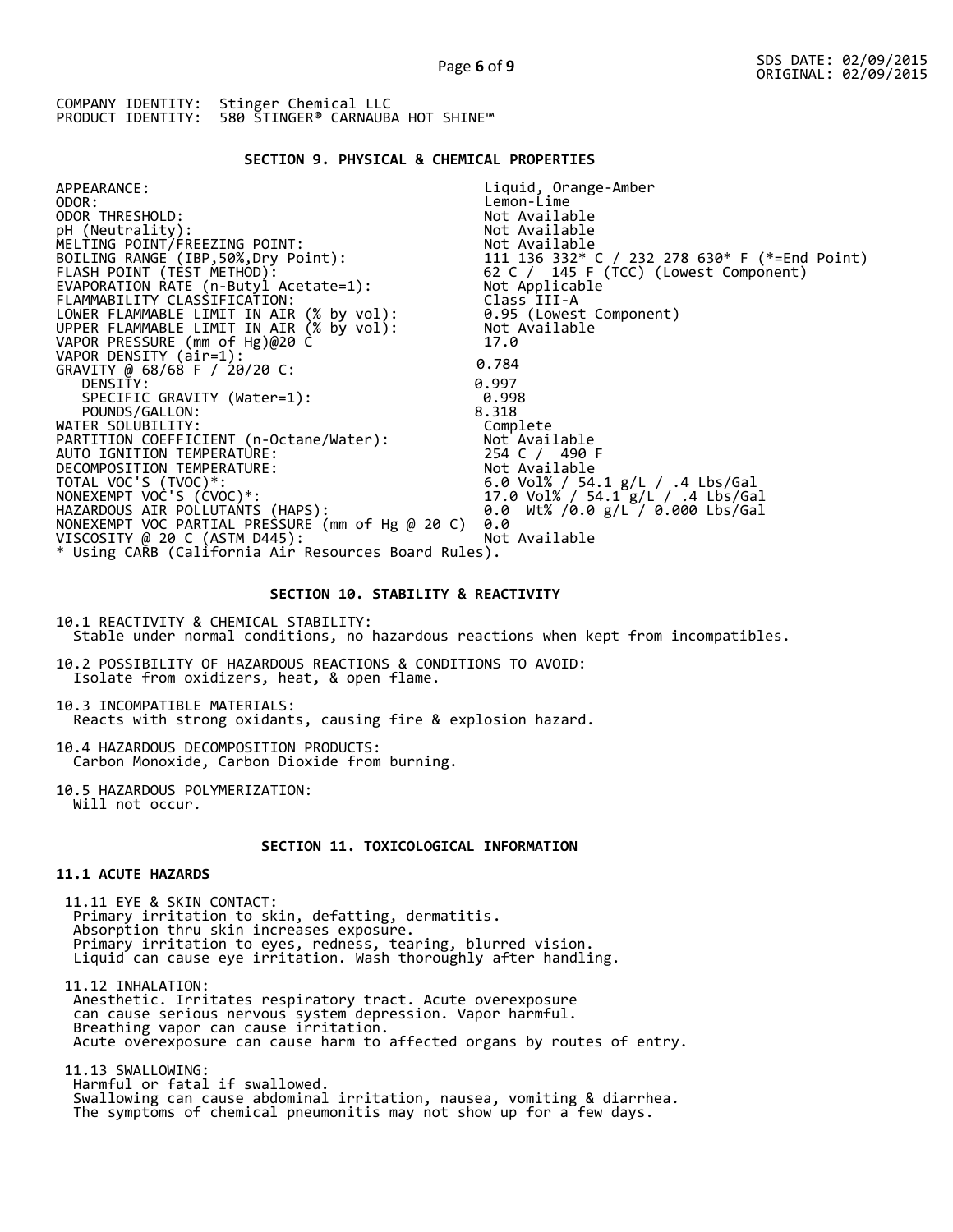SDS DATE: 02/09/2015
ORIGINAL: 02/09/2015

COMPANY IDENTITY: Stinger Chemical LLC
PRODUCT IDENTITY: 580 STINGER® CARNAUBA HOT SHINE™

## SECTION 9. PHYSICAL & CHEMICAL PROPERTIES

| Property | Value |
|---|---|
| APPEARANCE: | Liquid, Orange-Amber |
| ODOR: | Lemon-Lime |
| ODOR THRESHOLD: | Not Available |
| pH (Neutrality): | Not Available |
| MELTING POINT/FREEZING POINT: | Not Available |
| BOILING RANGE (IBP,50%,Dry Point): | 111 136 332* C / 232 278 630* F (*=End Point) |
| FLASH POINT (TEST METHOD): | 62 C / 145 F (TCC) (Lowest Component) |
| EVAPORATION RATE (n-Butyl Acetate=1): | Not Applicable |
| FLAMMABILITY CLASSIFICATION: | Class III-A |
| LOWER FLAMMABLE LIMIT IN AIR (% by vol): | 0.95 (Lowest Component) |
| UPPER FLAMMABLE LIMIT IN AIR (% by vol): | Not Available |
| VAPOR PRESSURE (mm of Hg)@20 C | 17.0 |
| VAPOR DENSITY (air=1): | 0.784 |
| GRAVITY @ 68/68 F / 20/20 C: | |
| DENSITY: | 0.997 |
| SPECIFIC GRAVITY (Water=1): | 0.998 |
| POUNDS/GALLON: | 8.318 |
| WATER SOLUBILITY: | Complete |
| PARTITION COEFFICIENT (n-Octane/Water): | Not Available |
| AUTO IGNITION TEMPERATURE: | 254 C / 490 F |
| DECOMPOSITION TEMPERATURE: | Not Available |
| TOTAL VOC'S (TVOC)*: | 6.0 Vol% / 54.1 g/L / .4 Lbs/Gal |
| NONEXEMPT VOC'S (CVOC)*: | 17.0 Vol% / 54.1 g/L / .4 Lbs/Gal |
| HAZARDOUS AIR POLLUTANTS (HAPS): | 0.0 Wt% /0.0 g/L / 0.000 Lbs/Gal |
| NONEXEMPT VOC PARTIAL PRESSURE (mm of Hg @ 20 C) | 0.0 |
| VISCOSITY @ 20 C (ASTM D445): | Not Available |

* Using CARB (California Air Resources Board Rules).

## SECTION 10. STABILITY & REACTIVITY

10.1 REACTIVITY & CHEMICAL STABILITY:
Stable under normal conditions, no hazardous reactions when kept from incompatibles.

10.2 POSSIBILITY OF HAZARDOUS REACTIONS & CONDITIONS TO AVOID:
Isolate from oxidizers, heat, & open flame.

10.3 INCOMPATIBLE MATERIALS:
Reacts with strong oxidants, causing fire & explosion hazard.

10.4 HAZARDOUS DECOMPOSITION PRODUCTS:
Carbon Monoxide, Carbon Dioxide from burning.

10.5 HAZARDOUS POLYMERIZATION:
Will not occur.

## SECTION 11. TOXICOLOGICAL INFORMATION

### 11.1 ACUTE HAZARDS

11.11 EYE & SKIN CONTACT:
Primary irritation to skin, defatting, dermatitis.
Absorption thru skin increases exposure.
Primary irritation to eyes, redness, tearing, blurred vision.
Liquid can cause eye irritation. Wash thoroughly after handling.

11.12 INHALATION:
Anesthetic. Irritates respiratory tract. Acute overexposure
can cause serious nervous system depression. Vapor harmful.
Breathing vapor can cause irritation.
Acute overexposure can cause harm to affected organs by routes of entry.

11.13 SWALLOWING:
Harmful or fatal if swallowed.
Swallowing can cause abdominal irritation, nausea, vomiting & diarrhea.
The symptoms of chemical pneumonitis may not show up for a few days.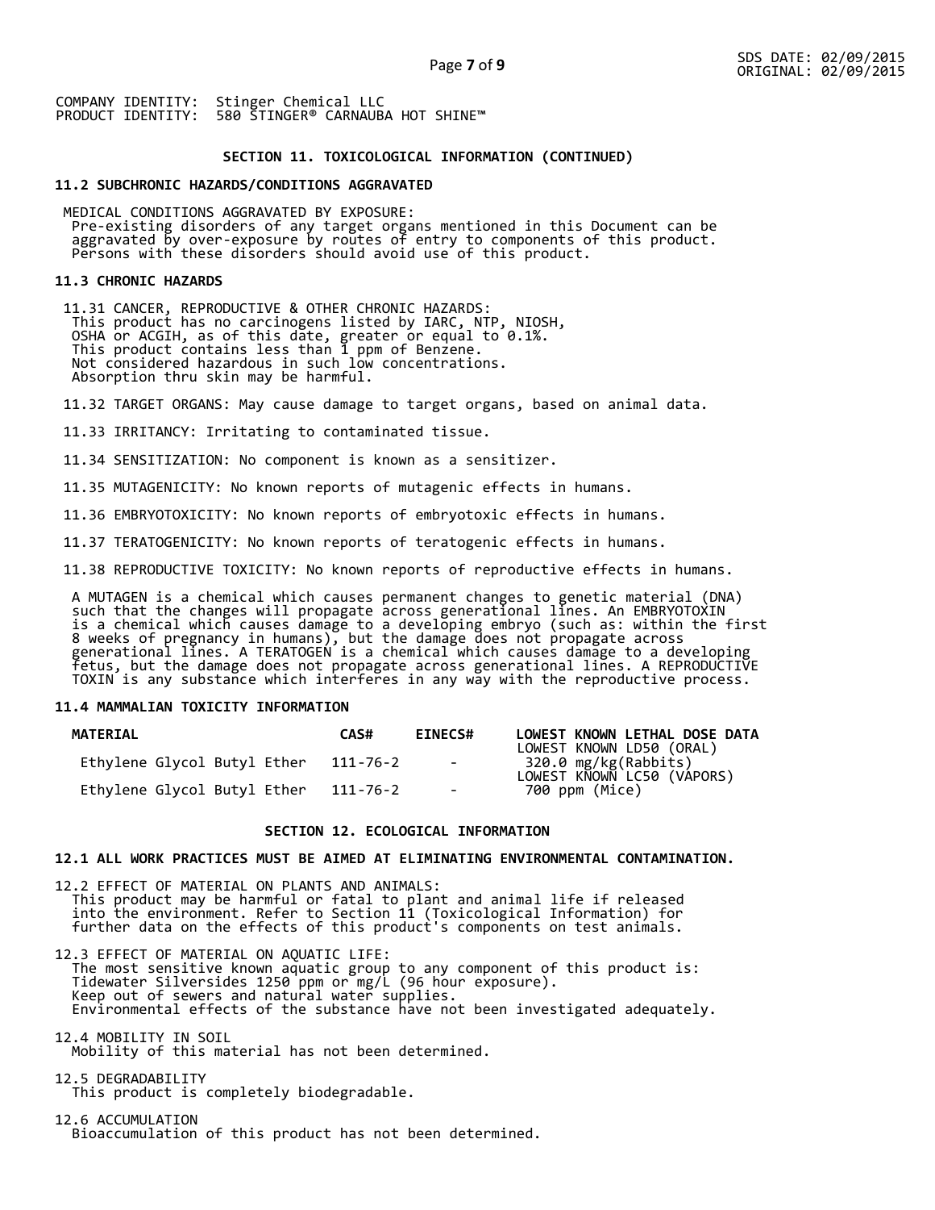COMPANY IDENTITY: Stinger Chemical LLC
PRODUCT IDENTITY: 580 STINGER® CARNAUBA HOT SHINE™

## SECTION 11. TOXICOLOGICAL INFORMATION (CONTINUED)

### 11.2 SUBCHRONIC HAZARDS/CONDITIONS AGGRAVATED

MEDICAL CONDITIONS AGGRAVATED BY EXPOSURE:
Pre-existing disorders of any target organs mentioned in this Document can be aggravated by over-exposure by routes of entry to components of this product. Persons with these disorders should avoid use of this product.

### 11.3 CHRONIC HAZARDS

11.31 CANCER, REPRODUCTIVE & OTHER CHRONIC HAZARDS:
This product has no carcinogens listed by IARC, NTP, NIOSH, OSHA or ACGIH, as of this date, greater or equal to 0.1%.
This product contains less than 1 ppm of Benzene.
Not considered hazardous in such low concentrations.
Absorption thru skin may be harmful.

11.32 TARGET ORGANS: May cause damage to target organs, based on animal data.

11.33 IRRITANCY: Irritating to contaminated tissue.

11.34 SENSITIZATION: No component is known as a sensitizer.

11.35 MUTAGENICITY: No known reports of mutagenic effects in humans.

11.36 EMBRYOTOXICITY: No known reports of embryotoxic effects in humans.

11.37 TERATOGENICITY: No known reports of teratogenic effects in humans.

11.38 REPRODUCTIVE TOXICITY: No known reports of reproductive effects in humans.

A MUTAGEN is a chemical which causes permanent changes to genetic material (DNA) such that the changes will propagate across generational lines. An EMBRYOTOXIN is a chemical which causes damage to a developing embryo (such as: within the first 8 weeks of pregnancy in humans), but the damage does not propagate across generational lines. A TERATOGEN is a chemical which causes damage to a developing fetus, but the damage does not propagate across generational lines. A REPRODUCTIVE TOXIN is any substance which interferes in any way with the reproductive process.

### 11.4 MAMMALIAN TOXICITY INFORMATION

| MATERIAL | CAS# | EINECS# | LOWEST KNOWN LETHAL DOSE DATA |
|---|---|---|---|
| Ethylene Glycol Butyl Ether | 111-76-2 | - | LOWEST KNOWN LD50 (ORAL) 320.0 mg/kg(Rabbits) |
| Ethylene Glycol Butyl Ether | 111-76-2 | - | LOWEST KNOWN LC50 (VAPORS) 700 ppm (Mice) |

## SECTION 12. ECOLOGICAL INFORMATION

### 12.1 ALL WORK PRACTICES MUST BE AIMED AT ELIMINATING ENVIRONMENTAL CONTAMINATION.

12.2 EFFECT OF MATERIAL ON PLANTS AND ANIMALS:
This product may be harmful or fatal to plant and animal life if released into the environment. Refer to Section 11 (Toxicological Information) for further data on the effects of this product's components on test animals.

12.3 EFFECT OF MATERIAL ON AQUATIC LIFE:
The most sensitive known aquatic group to any component of this product is:
Tidewater Silversides 1250 ppm or mg/L (96 hour exposure).
Keep out of sewers and natural water supplies.
Environmental effects of the substance have not been investigated adequately.

12.4 MOBILITY IN SOIL
Mobility of this material has not been determined.

12.5 DEGRADABILITY
This product is completely biodegradable.

12.6 ACCUMULATION
Bioaccumulation of this product has not been determined.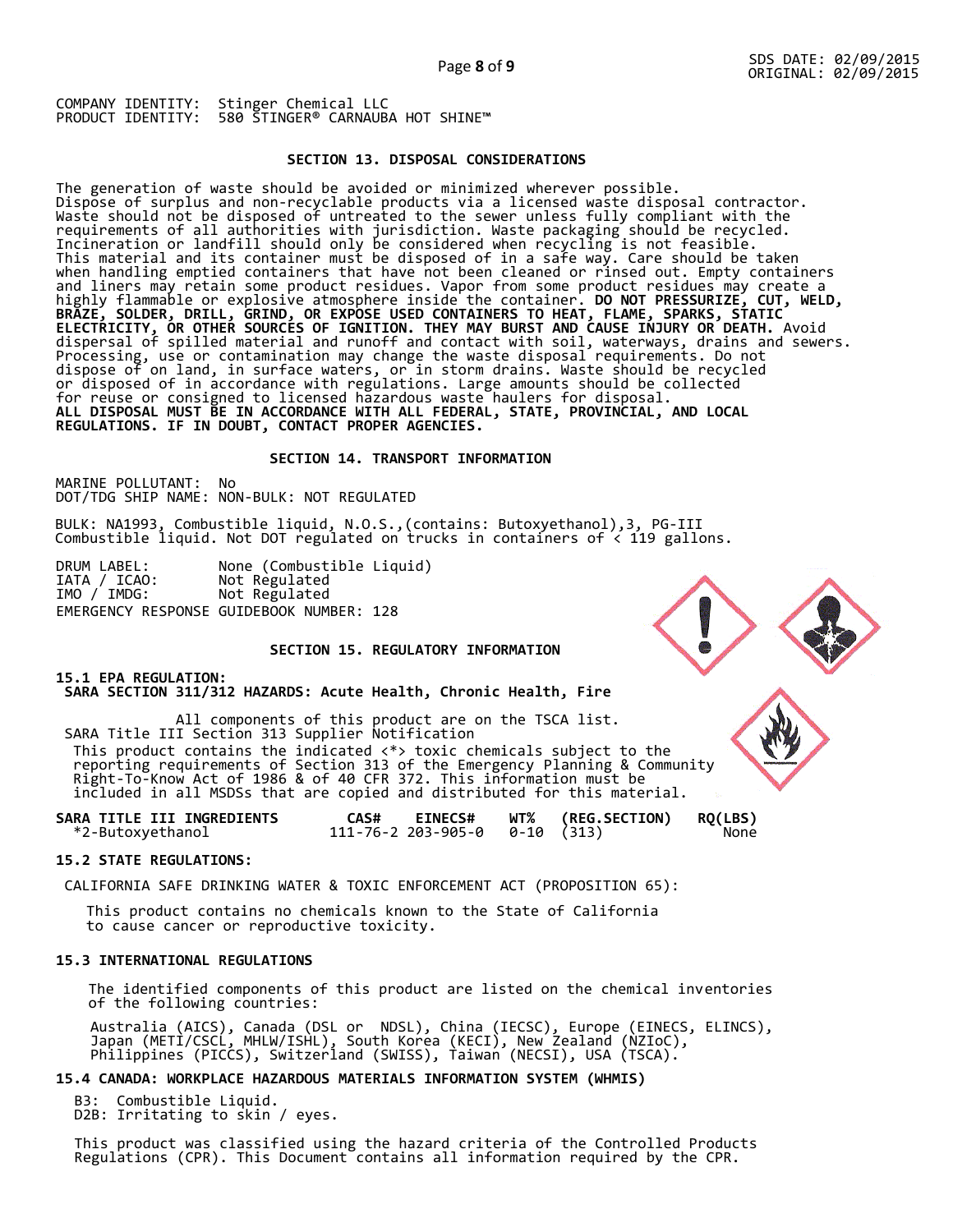COMPANY IDENTITY: Stinger Chemical LLC
PRODUCT IDENTITY: 580 STINGER® CARNAUBA HOT SHINE™

## SECTION 13. DISPOSAL CONSIDERATIONS

The generation of waste should be avoided or minimized wherever possible. Dispose of surplus and non-recyclable products via a licensed waste disposal contractor. Waste should not be disposed of untreated to the sewer unless fully compliant with the requirements of all authorities with jurisdiction. Waste packaging should be recycled. Incineration or landfill should only be considered when recycling is not feasible. This material and its container must be disposed of in a safe way. Care should be taken when handling emptied containers that have not been cleaned or rinsed out. Empty containers and liners may retain some product residues. Vapor from some product residues may create a highly flammable or explosive atmosphere inside the container. **DO NOT PRESSURIZE, CUT, WELD, BRAZE, SOLDER, DRILL, GRIND, OR EXPOSE USED CONTAINERS TO HEAT, FLAME, SPARKS, STATIC ELECTRICITY, OR OTHER SOURCES OF IGNITION. THEY MAY BURST AND CAUSE INJURY OR DEATH.** Avoid dispersal of spilled material and runoff and contact with soil, waterways, drains and sewers. Processing, use or contamination may change the waste disposal requirements. Do not dispose of on land, in surface waters, or in storm drains. Waste should be recycled or disposed of in accordance with regulations. Large amounts should be collected for reuse or consigned to licensed hazardous waste haulers for disposal.
**ALL DISPOSAL MUST BE IN ACCORDANCE WITH ALL FEDERAL, STATE, PROVINCIAL, AND LOCAL REGULATIONS. IF IN DOUBT, CONTACT PROPER AGENCIES.**

## SECTION 14. TRANSPORT INFORMATION

MARINE POLLUTANT: No
DOT/TDG SHIP NAME: NON-BULK: NOT REGULATED

BULK: NA1993, Combustible liquid, N.O.S.,(contains: Butoxyethanol),3, PG-III
Combustible liquid. Not DOT regulated on trucks in containers of < 119 gallons.

DRUM LABEL: None (Combustible Liquid)
IATA / ICAO: Not Regulated
IMO / IMDG: Not Regulated
EMERGENCY RESPONSE GUIDEBOOK NUMBER: 128

## SECTION 15. REGULATORY INFORMATION

### 15.1 EPA REGULATION:

**SARA SECTION 311/312 HAZARDS: Acute Health, Chronic Health, Fire**

All components of this product are on the TSCA list.

SARA Title III Section 313 Supplier Notification

This product contains the indicated <*> toxic chemicals subject to the reporting requirements of Section 313 of the Emergency Planning & Community Right-To-Know Act of 1986 & of 40 CFR 372. This information must be included in all MSDSs that are copied and distributed for this material.

| SARA TITLE III INGREDIENTS | CAS# | EINECS# | WT% | (REG.SECTION) | RQ(LBS) |
|---|---|---|---|---|---|
| *2-Butoxyethanol | 111-76-2 | 203-905-0 | 0-10 | (313) | None |

### 15.2 STATE REGULATIONS:

CALIFORNIA SAFE DRINKING WATER & TOXIC ENFORCEMENT ACT (PROPOSITION 65):

This product contains no chemicals known to the State of California to cause cancer or reproductive toxicity.

### 15.3 INTERNATIONAL REGULATIONS

The identified components of this product are listed on the chemical inventories of the following countries:

Australia (AICS), Canada (DSL or NDSL), China (IECSC), Europe (EINECS, ELINCS), Japan (METI/CSCL, MHLW/ISHL), South Korea (KECI), New Zealand (NZIoC), Philippines (PICCS), Switzerland (SWISS), Taiwan (NECSI), USA (TSCA).

### 15.4 CANADA: WORKPLACE HAZARDOUS MATERIALS INFORMATION SYSTEM (WHMIS)

B3: Combustible Liquid.
D2B: Irritating to skin / eyes.

This product was classified using the hazard criteria of the Controlled Products Regulations (CPR). This Document contains all information required by the CPR.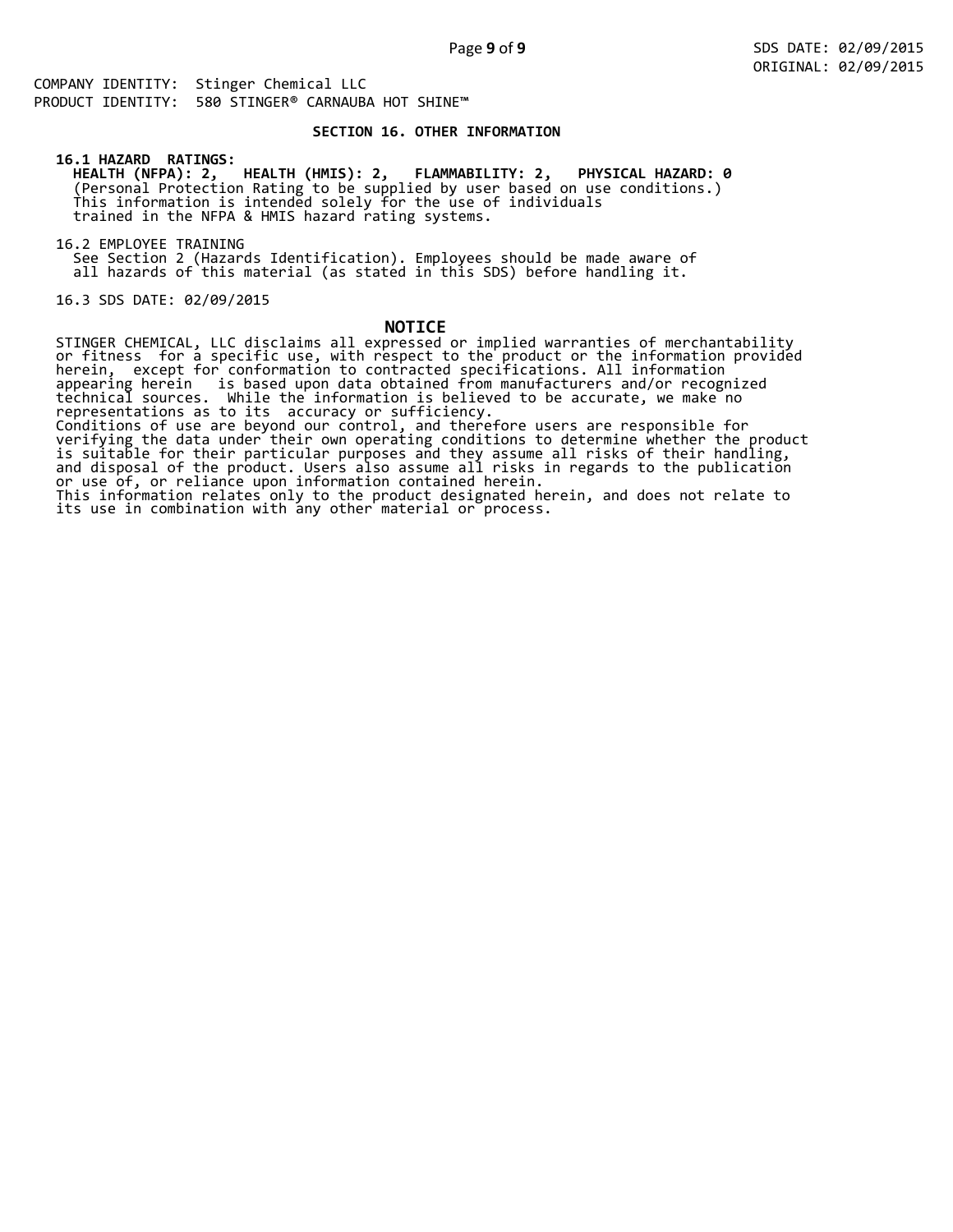COMPANY IDENTITY: Stinger Chemical LLC
PRODUCT IDENTITY: 580 STINGER® CARNAUBA HOT SHINE™

## SECTION 16. OTHER INFORMATION

**16.1 HAZARD RATINGS:**

**HEALTH (NFPA): 2, HEALTH (HMIS): 2, FLAMMABILITY: 2, PHYSICAL HAZARD: 0**

(Personal Protection Rating to be supplied by user based on use conditions.)
This information is intended solely for the use of individuals trained in the NFPA & HMIS hazard rating systems.

16.2 EMPLOYEE TRAINING

See Section 2 (Hazards Identification). Employees should be made aware of all hazards of this material (as stated in this SDS) before handling it.

16.3 SDS DATE: 02/09/2015

### NOTICE

STINGER CHEMICAL, LLC disclaims all expressed or implied warranties of merchantability or fitness for a specific use, with respect to the product or the information provided herein, except for conformation to contracted specifications. All information appearing herein is based upon data obtained from manufacturers and/or recognized technical sources. While the information is believed to be accurate, we make no representations as to its accuracy or sufficiency.
Conditions of use are beyond our control, and therefore users are responsible for verifying the data under their own operating conditions to determine whether the product is suitable for their particular purposes and they assume all risks of their handling, and disposal of the product. Users also assume all risks in regards to the publication or use of, or reliance upon information contained herein.
This information relates only to the product designated herein, and does not relate to its use in combination with any other material or process.